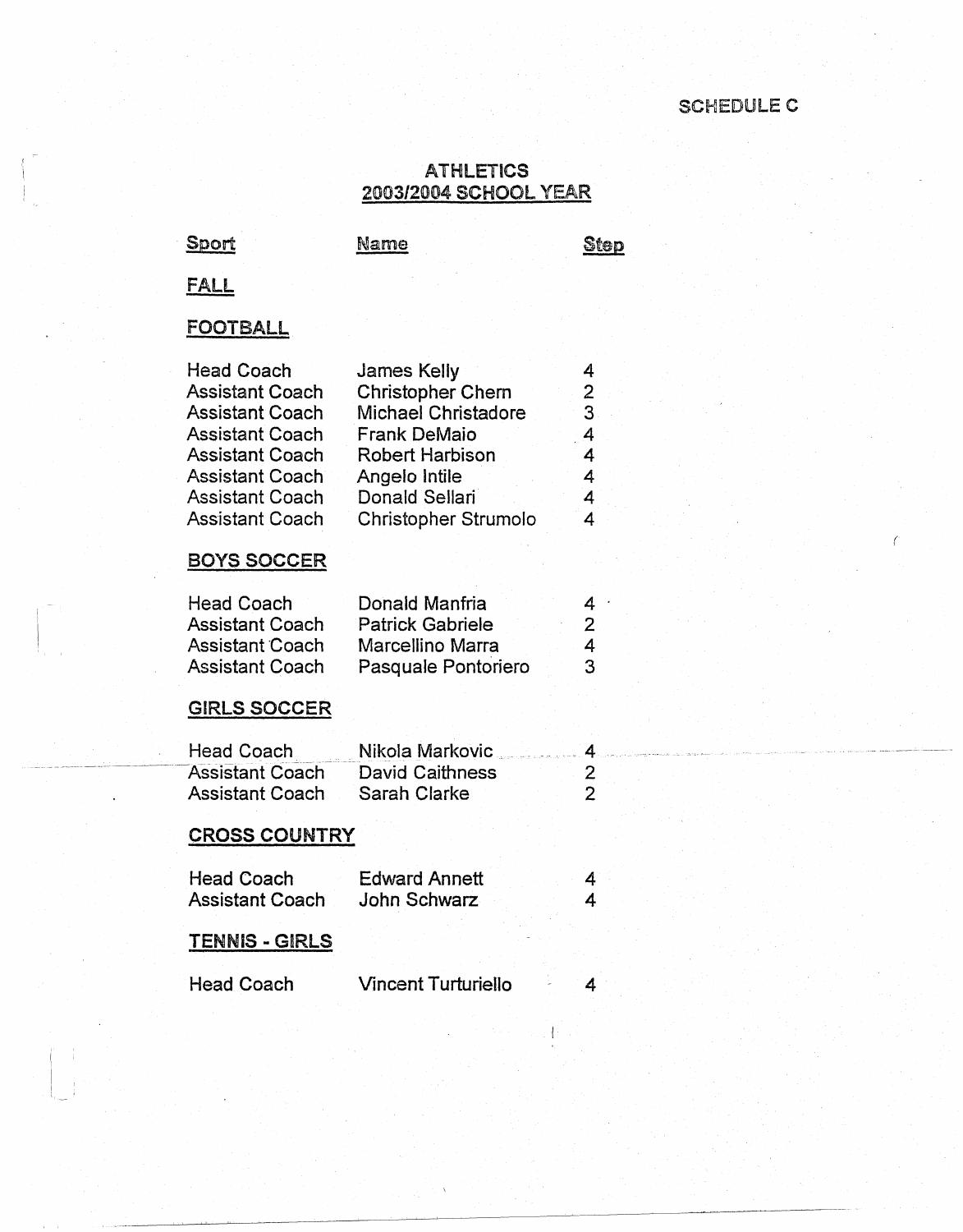SCHEDULE C

# ATHLETICS
## 2003/2004 SCHOOL YEAR

| Sport | Name | Step |
|---|---|---|
| **FALL** | | |
| **FOOTBALL** | | |
| Head Coach | James Kelly | 4 |
| Assistant Coach | Christopher Chern | 2 |
| Assistant Coach | Michael Christadore | 3 |
| Assistant Coach | Frank DeMaio | 4 |
| Assistant Coach | Robert Harbison | 4 |
| Assistant Coach | Angelo Intile | 4 |
| Assistant Coach | Donald Sellari | 4 |
| Assistant Coach | Christopher Strumolo | 4 |
| **BOYS SOCCER** | | |
| Head Coach | Donald Manfria | 4 |
| Assistant Coach | Patrick Gabriele | 2 |
| Assistant Coach | Marcellino Marra | 4 |
| Assistant Coach | Pasquale Pontoriero | 3 |
| **GIRLS SOCCER** | | |
| Head Coach | Nikola Markovic | 4 |
| Assistant Coach | David Caithness | 2 |
| Assistant Coach | Sarah Clarke | 2 |
| **CROSS COUNTRY** | | |
| Head Coach | Edward Annett | 4 |
| Assistant Coach | John Schwarz | 4 |
| **TENNIS - GIRLS** | | |
| Head Coach | Vincent Turturiello | 4 |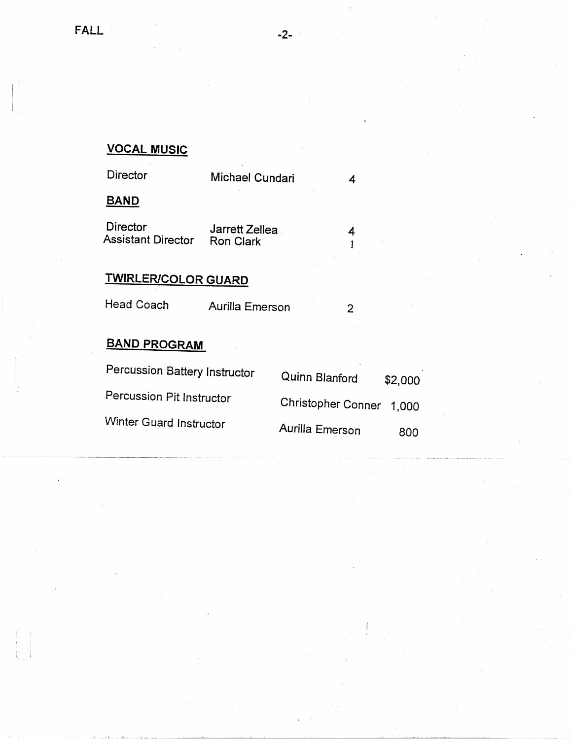## VOCAL MUSIC

| | | |
|---|---|---|
| Director | Michael Cundari | 4 |

## BAND

| | | |
|---|---|---|
| Director | Jarrett Zellea | 4 |
| Assistant Director | Ron Clark | 1 |

## TWIRLER/COLOR GUARD

| | | |
|---|---|---|
| Head Coach | Aurilla Emerson | 2 |

## BAND PROGRAM

| | | |
|---|---|---|
| Percussion Battery Instructor | Quinn Blanford | $2,000 |
| Percussion Pit Instructor | Christopher Conner | 1,000 |
| Winter Guard Instructor | Aurilla Emerson | 800 |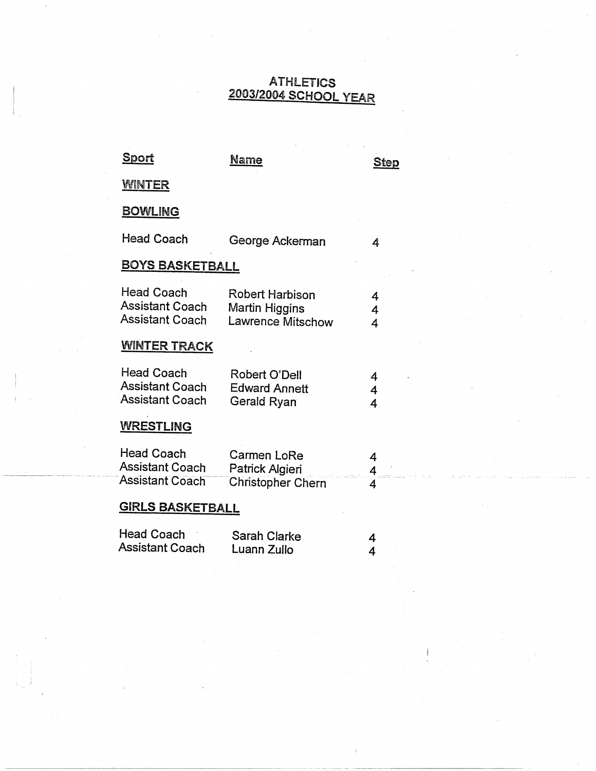# ATHLETICS
## 2003/2004 SCHOOL YEAR

| Sport | Name | Step |
|---|---|---|
| **WINTER** | | |
| **BOWLING** | | |
| Head Coach | George Ackerman | 4 |
| **BOYS BASKETBALL** | | |
| Head Coach | Robert Harbison | 4 |
| Assistant Coach | Martin Higgins | 4 |
| Assistant Coach | Lawrence Mitschow | 4 |
| **WINTER TRACK** | | |
| Head Coach | Robert O'Dell | 4 |
| Assistant Coach | Edward Annett | 4 |
| Assistant Coach | Gerald Ryan | 4 |
| **WRESTLING** | | |
| Head Coach | Carmen LoRe | 4 |
| Assistant Coach | Patrick Algieri | 4 |
| Assistant Coach | Christopher Chern | 4 |
| **GIRLS BASKETBALL** | | |
| Head Coach | Sarah Clarke | 4 |
| Assistant Coach | Luann Zullo | 4 |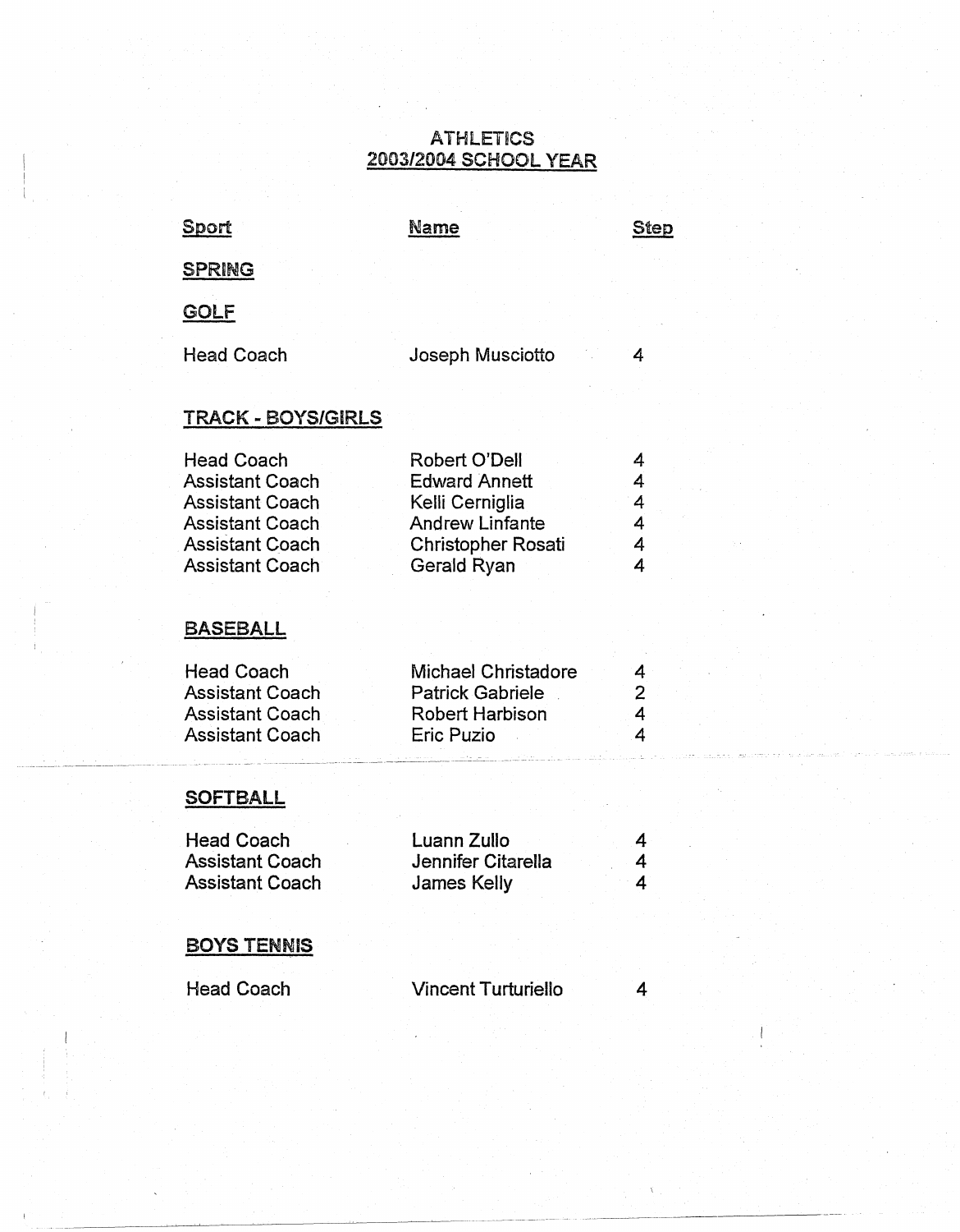# ATHLETICS
## 2003/2004 SCHOOL YEAR

| Sport | Name | Step |
|---|---|---|
| **SPRING** | | |
| **GOLF** | | |
| Head Coach | Joseph Musciotto | 4 |
| **TRACK - BOYS/GIRLS** | | |
| Head Coach | Robert O'Dell | 4 |
| Assistant Coach | Edward Annett | 4 |
| Assistant Coach | Kelli Cerniglia | 4 |
| Assistant Coach | Andrew Linfante | 4 |
| Assistant Coach | Christopher Rosati | 4 |
| Assistant Coach | Gerald Ryan | 4 |
| **BASEBALL** | | |
| Head Coach | Michael Christadore | 4 |
| Assistant Coach | Patrick Gabriele | 2 |
| Assistant Coach | Robert Harbison | 4 |
| Assistant Coach | Eric Puzio | 4 |
| **SOFTBALL** | | |
| Head Coach | Luann Zullo | 4 |
| Assistant Coach | Jennifer Citarella | 4 |
| Assistant Coach | James Kelly | 4 |
| **BOYS TENNIS** | | |
| Head Coach | Vincent Turturiello | 4 |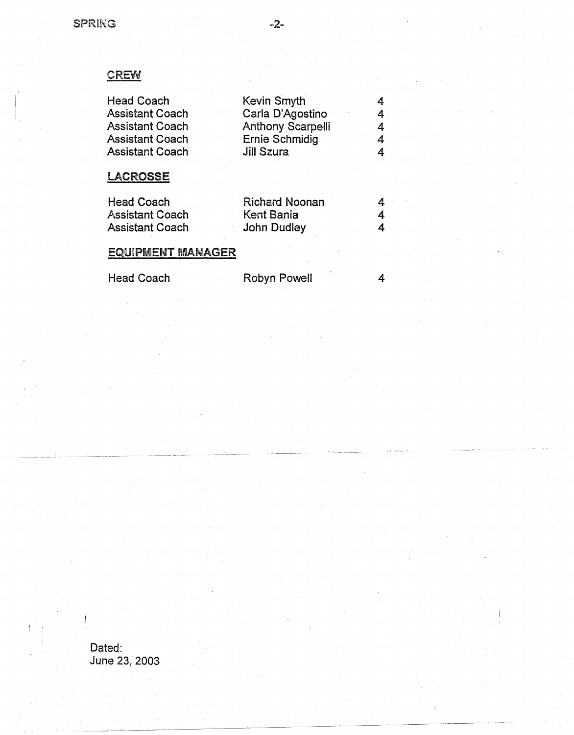## CREW

| | | |
|---|---|---|
| Head Coach | Kevin Smyth | 4 |
| Assistant Coach | Carla D'Agostino | 4 |
| Assistant Coach | Anthony Scarpelli | 4 |
| Assistant Coach | Ernie Schmidig | 4 |
| Assistant Coach | Jill Szura | 4 |

## LACROSSE

| | | |
|---|---|---|
| Head Coach | Richard Noonan | 4 |
| Assistant Coach | Kent Bania | 4 |
| Assistant Coach | John Dudley | 4 |

## EQUIPMENT MANAGER

| | | |
|---|---|---|
| Head Coach | Robyn Powell | 4 |

Dated:
June 23, 2003